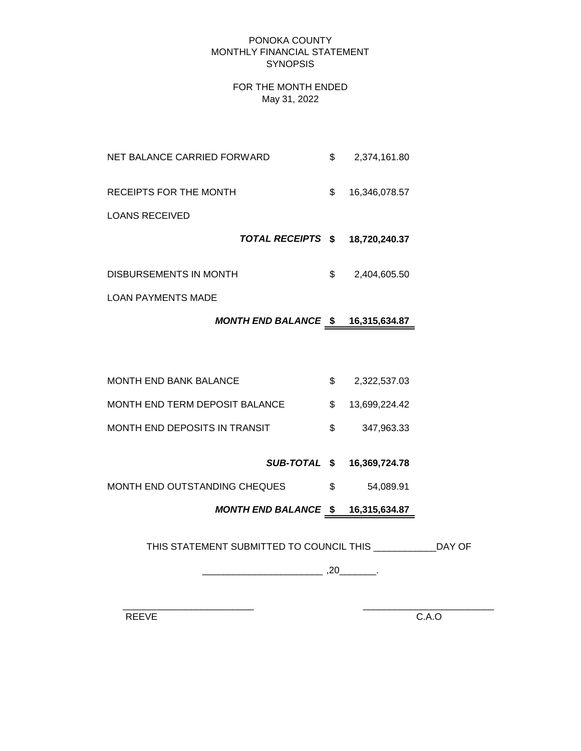# PONOKA COUNTY
## MONTHLY FINANCIAL STATEMENT
## SYNOPSIS

FOR THE MONTH ENDED
May 31, 2022

| | | |
|---|---|---|
| NET BALANCE CARRIED FORWARD | $ | 2,374,161.80 |
| RECEIPTS FOR THE MONTH | $ | 16,346,078.57 |
| LOANS RECEIVED | | |
| ***TOTAL RECEIPTS*** | **$** | **18,720,240.37** |
| DISBURSEMENTS IN MONTH | $ | 2,404,605.50 |
| LOAN PAYMENTS MADE | | |
| ***MONTH END BALANCE*** | **$** | **16,315,634.87** |

| | | |
|---|---|---|
| MONTH END BANK BALANCE | $ | 2,322,537.03 |
| MONTH END TERM DEPOSIT BALANCE | $ | 13,699,224.42 |
| MONTH END DEPOSITS IN TRANSIT | $ | 347,963.33 |
| ***SUB-TOTAL*** | **$** | **16,369,724.78** |
| MONTH END OUTSTANDING CHEQUES | $ | 54,089.91 |
| ***MONTH END BALANCE*** | **$** | **16,315,634.87** |

THIS STATEMENT SUBMITTED TO COUNCIL THIS ____________DAY OF

_______________________ ,20_______.

_________________________ &nbsp;&nbsp;&nbsp;&nbsp;&nbsp;&nbsp;&nbsp;&nbsp;&nbsp;&nbsp; _________________________

REEVE &nbsp;&nbsp;&nbsp;&nbsp;&nbsp;&nbsp;&nbsp;&nbsp;&nbsp;&nbsp;&nbsp;&nbsp;&nbsp;&nbsp;&nbsp;&nbsp;&nbsp;&nbsp;&nbsp;&nbsp;&nbsp;&nbsp;&nbsp;&nbsp;&nbsp;&nbsp;&nbsp;&nbsp;&nbsp;&nbsp; C.A.O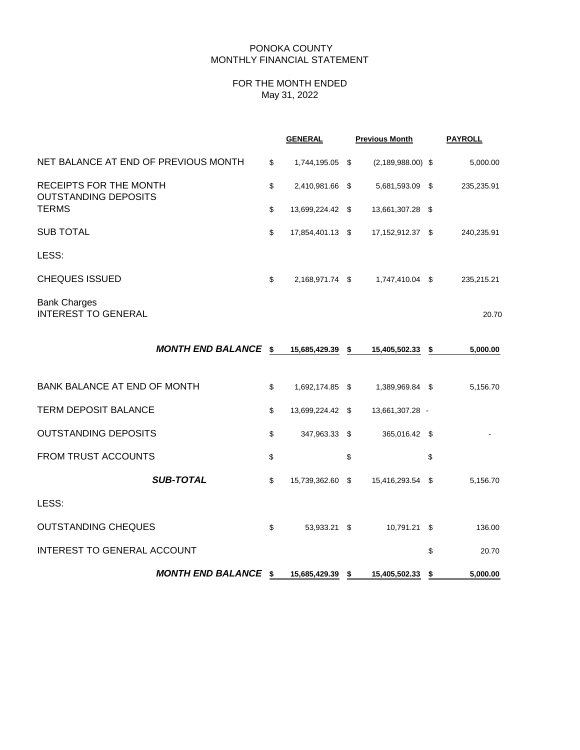# PONOKA COUNTY
## MONTHLY FINANCIAL STATEMENT

### FOR THE MONTH ENDED
### May 31, 2022

| | GENERAL | Previous Month | PAYROLL |
|---|---|---|---|
| NET BALANCE AT END OF PREVIOUS MONTH | $ 1,744,195.05 | $ (2,189,988.00) | $ 5,000.00 |
| RECEIPTS FOR THE MONTH | $ 2,410,981.66 | $ 5,681,593.09 | $ 235,235.91 |
| OUTSTANDING DEPOSITS TERMS | $ 13,699,224.42 | $ 13,661,307.28 | $ |
| SUB TOTAL | $ 17,854,401.13 | $ 17,152,912.37 | $ 240,235.91 |
| LESS: | | | |
| CHEQUES ISSUED | $ 2,168,971.74 | $ 1,747,410.04 | $ 235,215.21 |
| Bank Charges | | | |
| INTEREST TO GENERAL | | | 20.70 |
| ***MONTH END BALANCE*** | **$ 15,685,429.39** | **$ 15,405,502.33** | **$ 5,000.00** |
| BANK BALANCE AT END OF MONTH | $ 1,692,174.85 | $ 1,389,969.84 | $ 5,156.70 |
| TERM DEPOSIT BALANCE | $ 13,699,224.42 | $ 13,661,307.28 | - |
| OUTSTANDING DEPOSITS | $ 347,963.33 | $ 365,016.42 | $ - |
| FROM TRUST ACCOUNTS | $ | $ | $ |
| ***SUB-TOTAL*** | $ 15,739,362.60 | $ 15,416,293.54 | $ 5,156.70 |
| LESS: | | | |
| OUTSTANDING CHEQUES | $ 53,933.21 | $ 10,791.21 | $ 136.00 |
| INTEREST TO GENERAL ACCOUNT | | | $ 20.70 |
| ***MONTH END BALANCE*** | **$ 15,685,429.39** | **$ 15,405,502.33** | **$ 5,000.00** |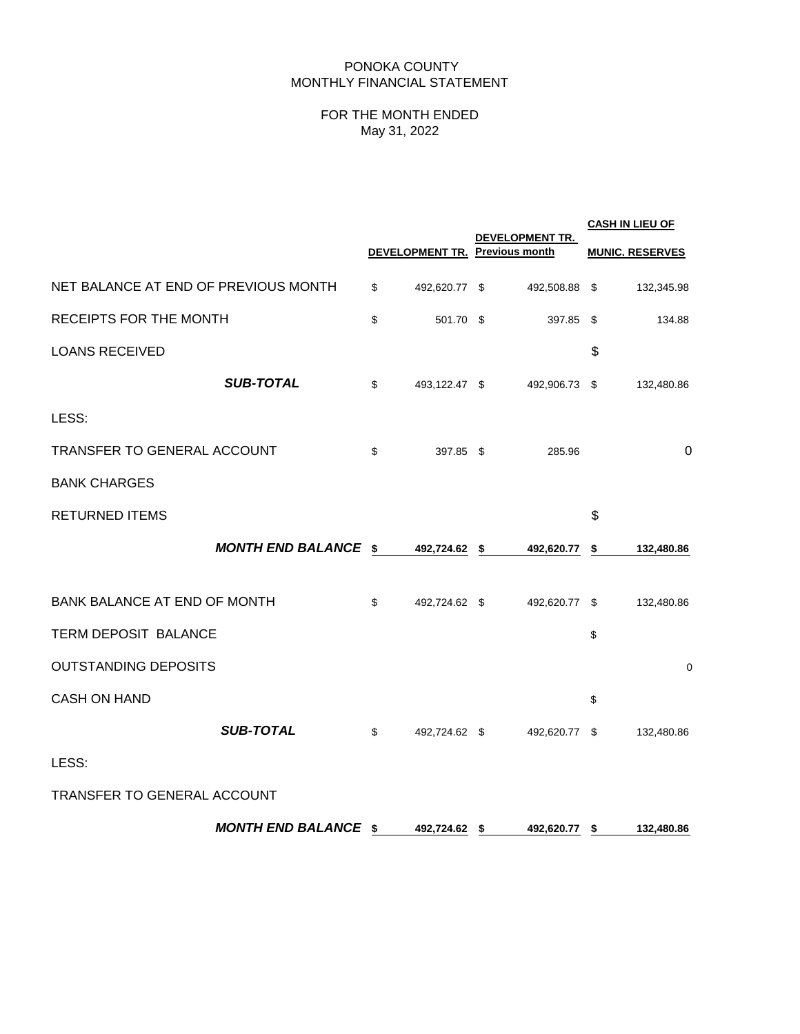PONOKA COUNTY
MONTHLY FINANCIAL STATEMENT

FOR THE MONTH ENDED
May 31, 2022

| | DEVELOPMENT TR. | DEVELOPMENT TR. Previous month | CASH IN LIEU OF MUNIC. RESERVES |
|---|---|---|---|
| NET BALANCE AT END OF PREVIOUS MONTH | $ 492,620.77 | $ 492,508.88 | $ 132,345.98 |
| RECEIPTS FOR THE MONTH | $ 501.70 | $ 397.85 | $ 134.88 |
| LOANS RECEIVED | | | $ |
| ***SUB-TOTAL*** | $ 493,122.47 | $ 492,906.73 | $ 132,480.86 |
| LESS: | | | |
| TRANSFER TO GENERAL ACCOUNT | $ 397.85 | $ 285.96 | 0 |
| BANK CHARGES | | | |
| RETURNED ITEMS | | | $ |
| ***MONTH END BALANCE*** | **$ 492,724.62** | **$ 492,620.77** | **$ 132,480.86** |
| | | | |
| BANK BALANCE AT END OF MONTH | $ 492,724.62 | $ 492,620.77 | $ 132,480.86 |
| TERM DEPOSIT BALANCE | | | $ |
| OUTSTANDING DEPOSITS | | | 0 |
| CASH ON HAND | | | $ |
| ***SUB-TOTAL*** | $ 492,724.62 | $ 492,620.77 | $ 132,480.86 |
| LESS: | | | |
| TRANSFER TO GENERAL ACCOUNT | | | |
| ***MONTH END BALANCE*** | **$ 492,724.62** | **$ 492,620.77** | **$ 132,480.86** |